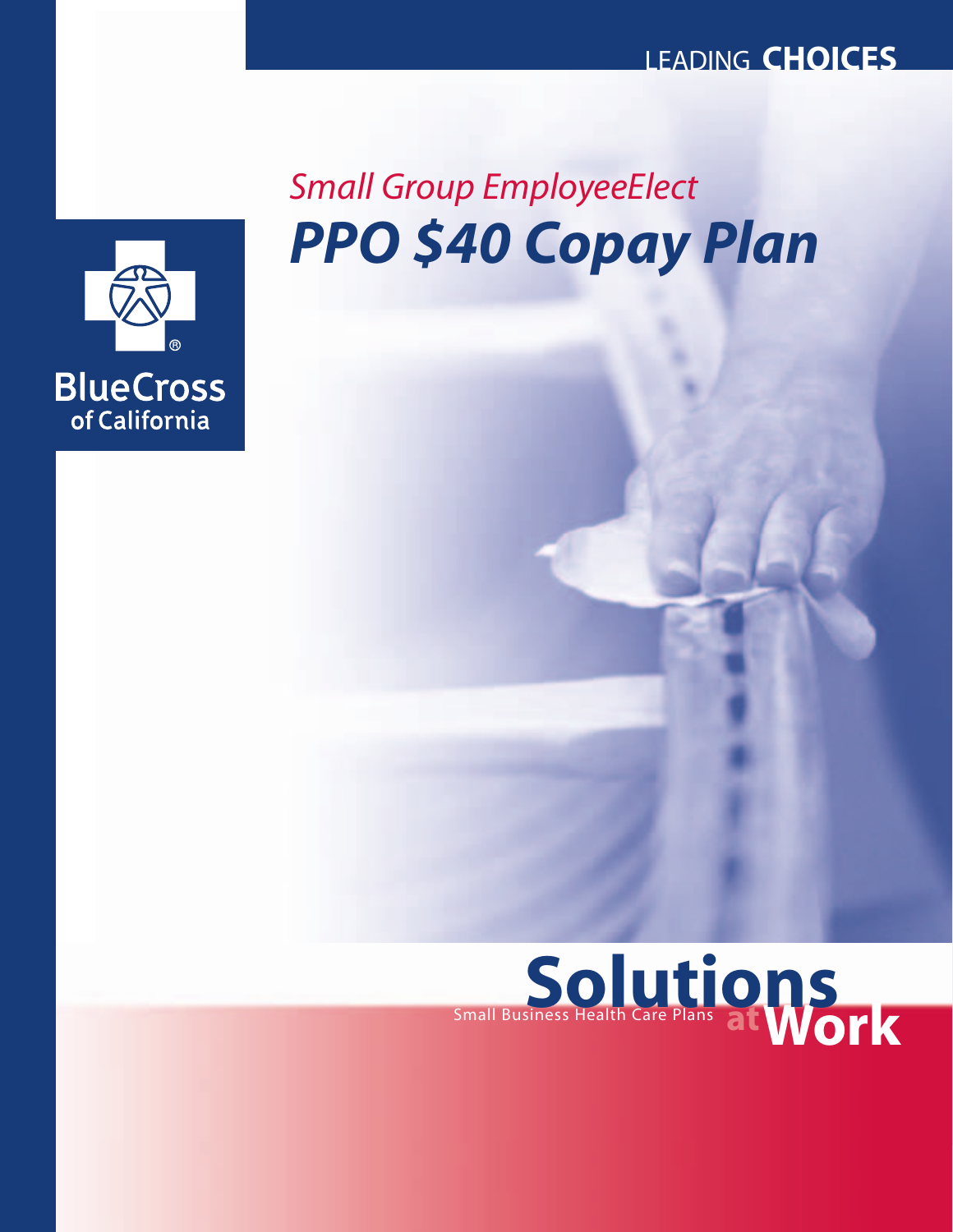LEADING **CHOICES**

*Small Group EmployeeElect*

# ***PPO $40 Copay Plan***

BlueCross of California

**Solutions at Work**

Small Business Health Care Plans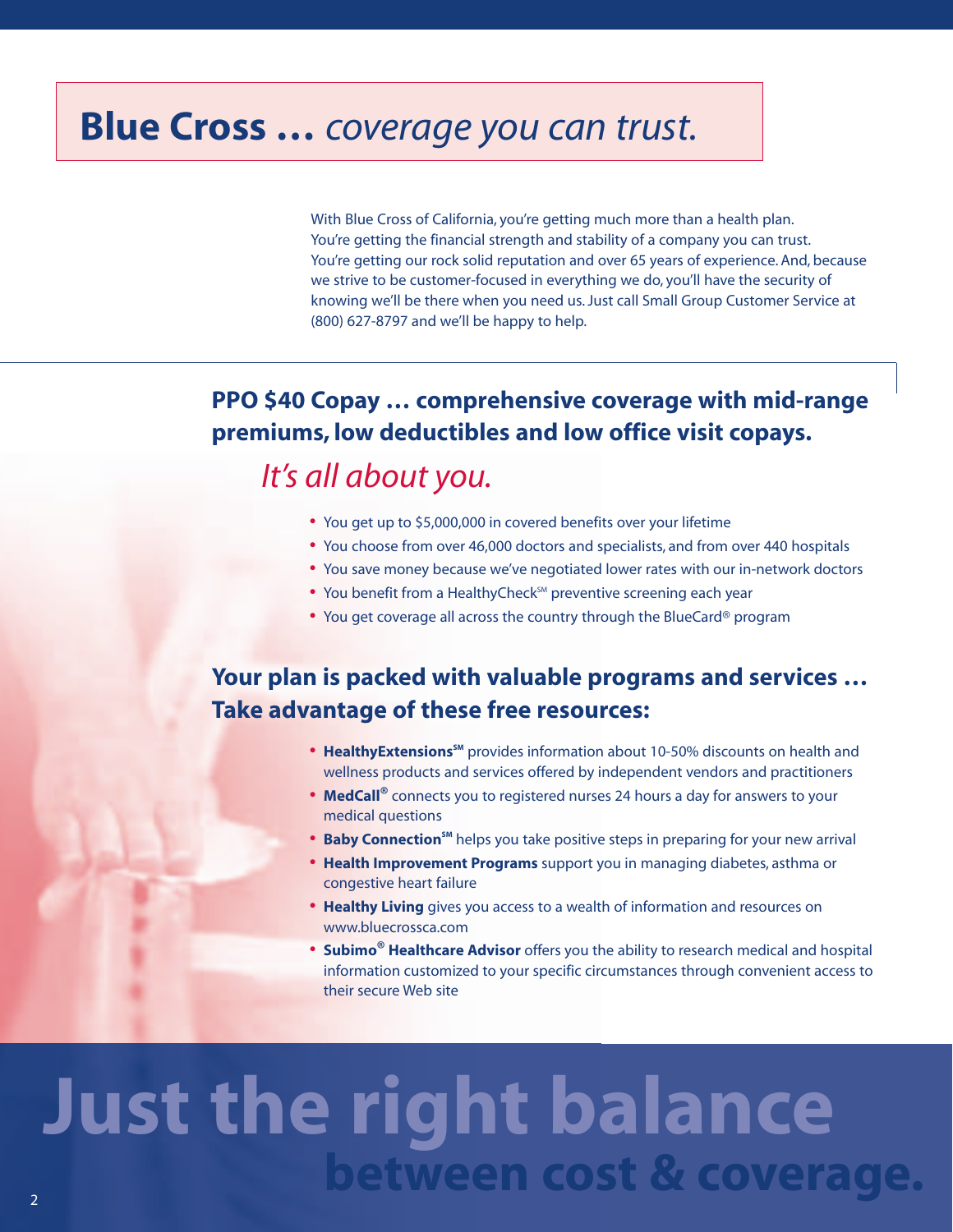# **Blue Cross …** *coverage you can trust.*

With Blue Cross of California, you're getting much more than a health plan. You're getting the financial strength and stability of a company you can trust. You're getting our rock solid reputation and over 65 years of experience. And, because we strive to be customer-focused in everything we do, you'll have the security of knowing we'll be there when you need us. Just call Small Group Customer Service at (800) 627-8797 and we'll be happy to help.

## PPO $40 Copay … comprehensive coverage with mid-range premiums, low deductibles and low office visit copays.

*It's all about you.*

- You get up to $5,000,000 in covered benefits over your lifetime
- You choose from over 46,000 doctors and specialists, and from over 440 hospitals
- You save money because we've negotiated lower rates with our in-network doctors
- You benefit from a HealthyCheck℠ preventive screening each year
- You get coverage all across the country through the BlueCard® program

## Your plan is packed with valuable programs and services … Take advantage of these free resources:

- **HealthyExtensions℠** provides information about 10-50% discounts on health and wellness products and services offered by independent vendors and practitioners
- **MedCall®** connects you to registered nurses 24 hours a day for answers to your medical questions
- **Baby Connection℠** helps you take positive steps in preparing for your new arrival
- **Health Improvement Programs** support you in managing diabetes, asthma or congestive heart failure
- **Healthy Living** gives you access to a wealth of information and resources on www.bluecrossca.com
- **Subimo® Healthcare Advisor** offers you the ability to research medical and hospital information customized to your specific circumstances through convenient access to their secure Web site

# Just the right balance between cost & coverage.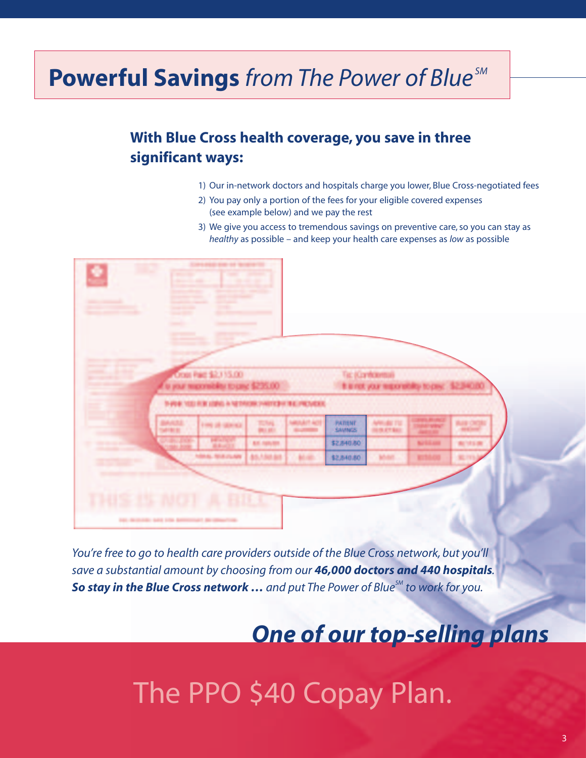# **Powerful Savings** *from The Power of Blue*[SM]

## With Blue Cross health coverage, you save in three significant ways:

1) Our in-network doctors and hospitals charge you lower, Blue Cross-negotiated fees
2) You pay only a portion of the fees for your eligible covered expenses (see example below) and we pay the rest
3) We give you access to tremendous savings on preventive care, so you can stay as *healthy* as possible – and keep your health care expenses as *low* as possible

*You're free to go to health care providers outside of the Blue Cross network, but you'll save a substantial amount by choosing from our **46,000 doctors and 440 hospitals**. **So stay in the Blue Cross network …** and put The Power of Blue*[SM] *to work for you.*

## *One of our top-selling plans*

# The PPO $40 Copay Plan.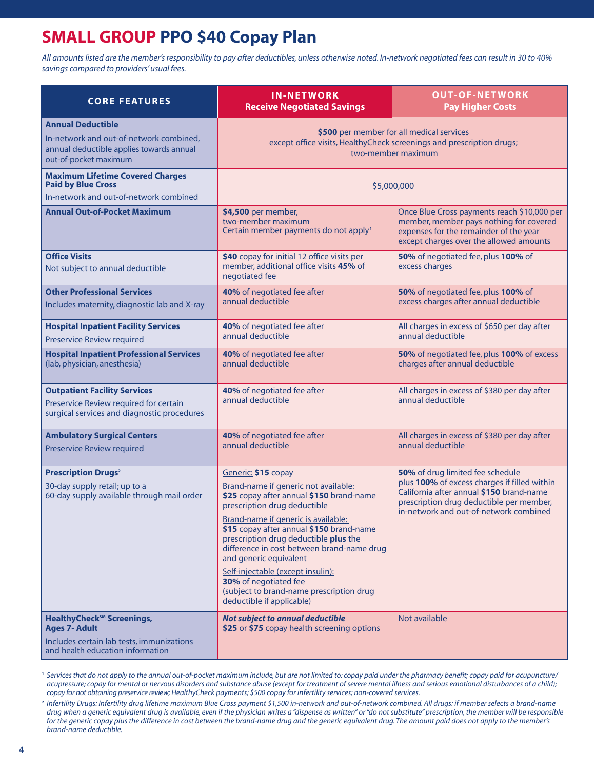# SMALL GROUP PPO $40 Copay Plan

*All amounts listed are the member's responsibility to pay after deductibles, unless otherwise noted. In-network negotiated fees can result in 30 to 40% savings compared to providers' usual fees.*

| CORE FEATURES | IN-NETWORK Receive Negotiated Savings | OUT-OF-NETWORK Pay Higher Costs |
|---|---|---|
| **Annual Deductible** In-network and out-of-network combined, annual deductible applies towards annual out-of-pocket maximum | **$500** per member for all medical services except office visits, HealthyCheck screenings and prescription drugs; two-member maximum | |
| **Maximum Lifetime Covered Charges Paid by Blue Cross** In-network and out-of-network combined | $5,000,000 | |
| **Annual Out-of-Pocket Maximum** | **$4,500** per member, two-member maximum Certain member payments do not apply[1] | Once Blue Cross payments reach $10,000 per member, member pays nothing for covered expenses for the remainder of the year except charges over the allowed amounts |
| **Office Visits** Not subject to annual deductible | **$40** copay for initial 12 office visits per member, additional office visits **45%** of negotiated fee | **50%** of negotiated fee, plus **100%** of excess charges |
| **Other Professional Services** Includes maternity, diagnostic lab and X-ray | **40%** of negotiated fee after annual deductible | **50%** of negotiated fee, plus **100%** of excess charges after annual deductible |
| **Hospital Inpatient Facility Services** Preservice Review required | **40%** of negotiated fee after annual deductible | All charges in excess of $650 per day after annual deductible |
| **Hospital Inpatient Professional Services** (lab, physician, anesthesia) | **40%** of negotiated fee after annual deductible | **50%** of negotiated fee, plus **100%** of excess charges after annual deductible |
| **Outpatient Facility Services** Preservice Review required for certain surgical services and diagnostic procedures | **40%** of negotiated fee after annual deductible | All charges in excess of $380 per day after annual deductible |
| **Ambulatory Surgical Centers** Preservice Review required | **40%** of negotiated fee after annual deductible | All charges in excess of $380 per day after annual deductible |
| **Prescription Drugs**[2] 30-day supply retail; up to a 60-day supply available through mail order | Generic: **$15** copay<br>Brand-name if generic not available: **$25** copay after annual **$150** brand-name prescription drug deductible<br>Brand-name if generic is available: **$15** copay after annual **$150** brand-name prescription drug deductible **plus** the difference in cost between brand-name drug and generic equivalent<br>Self-injectable (except insulin): **30%** of negotiated fee (subject to brand-name prescription drug deductible if applicable) | **50%** of drug limited fee schedule plus **100%** of excess charges if filled within California after annual **$150** brand-name prescription drug deductible per member, in-network and out-of-network combined |
| **HealthyCheck℠ Screenings, Ages 7- Adult** Includes certain lab tests, immunizations and health education information | ***Not subject to annual deductible*** **$25** or **$75** copay health screening options | Not available |

[1] *Services that do not apply to the annual out-of-pocket maximum include, but are not limited to: copay paid under the pharmacy benefit; copay paid for acupuncture/acupressure; copay for mental or nervous disorders and substance abuse (except for treatment of severe mental illness and serious emotional disturbances of a child); copay for not obtaining preservice review; HealthyCheck payments; $500 copay for infertility services; non-covered services.*

[2] *Infertility Drugs: Infertility drug lifetime maximum Blue Cross payment $1,500 in-network and out-of-network combined. All drugs: if member selects a brand-name drug when a generic equivalent drug is available, even if the physician writes a "dispense as written" or "do not substitute" prescription, the member will be responsible for the generic copay plus the difference in cost between the brand-name drug and the generic equivalent drug. The amount paid does not apply to the member's brand-name deductible.*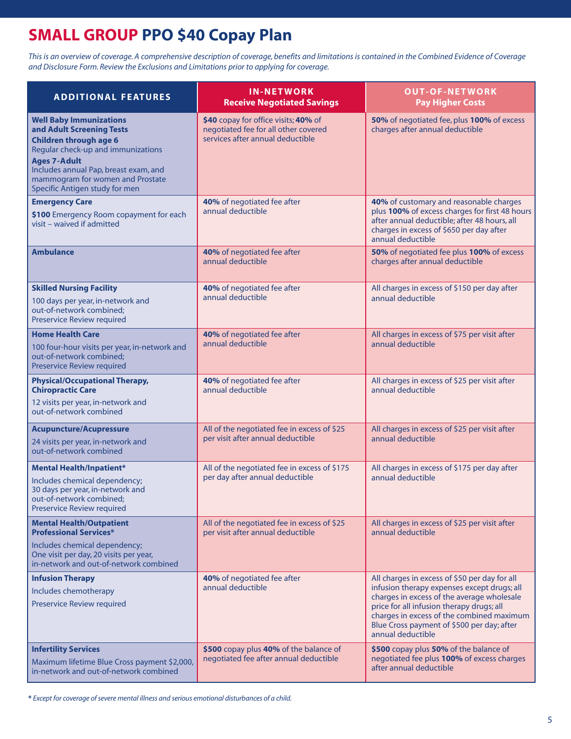# **SMALL GROUP** PPO $40 Copay Plan

*This is an overview of coverage. A comprehensive description of coverage, benefits and limitations is contained in the Combined Evidence of Coverage and Disclosure Form. Review the Exclusions and Limitations prior to applying for coverage.*

| ADDITIONAL FEATURES | IN-NETWORK Receive Negotiated Savings | OUT-OF-NETWORK Pay Higher Costs |
|---|---|---|
| **Well Baby Immunizations and Adult Screening Tests** **Children through age 6** Regular check-up and immunizations **Ages 7-Adult** Includes annual Pap, breast exam, and mammogram for women and Prostate Specific Antigen study for men | **$40** copay for office visits; **40%** of negotiated fee for all other covered services after annual deductible | **50%** of negotiated fee, plus **100%** of excess charges after annual deductible |
| **Emergency Care** **$100** Emergency Room copayment for each visit – waived if admitted | **40%** of negotiated fee after annual deductible | **40%** of customary and reasonable charges plus **100%** of excess charges for first 48 hours after annual deductible; after 48 hours, all charges in excess of $650 per day after annual deductible |
| **Ambulance** | **40%** of negotiated fee after annual deductible | **50%** of negotiated fee plus **100%** of excess charges after annual deductible |
| **Skilled Nursing Facility** 100 days per year, in-network and out-of-network combined; Preservice Review required | **40%** of negotiated fee after annual deductible | All charges in excess of $150 per day after annual deductible |
| **Home Health Care** 100 four-hour visits per year, in-network and out-of-network combined; Preservice Review required | **40%** of negotiated fee after annual deductible | All charges in excess of $75 per visit after annual deductible |
| **Physical/Occupational Therapy, Chiropractic Care** 12 visits per year, in-network and out-of-network combined | **40%** of negotiated fee after annual deductible | All charges in excess of $25 per visit after annual deductible |
| **Acupuncture/Acupressure** 24 visits per year, in-network and out-of-network combined | All of the negotiated fee in excess of $25 per visit after annual deductible | All charges in excess of $25 per visit after annual deductible |
| **Mental Health/Inpatient*** Includes chemical dependency; 30 days per year, in-network and out-of-network combined; Preservice Review required | All of the negotiated fee in excess of $175 per day after annual deductible | All charges in excess of $175 per day after annual deductible |
| **Mental Health/Outpatient Professional Services*** Includes chemical dependency; One visit per day, 20 visits per year, in-network and out-of-network combined | All of the negotiated fee in excess of $25 per visit after annual deductible | All charges in excess of $25 per visit after annual deductible |
| **Infusion Therapy** Includes chemotherapy Preservice Review required | **40%** of negotiated fee after annual deductible | All charges in excess of $50 per day for all infusion therapy expenses except drugs; all charges in excess of the average wholesale price for all infusion therapy drugs; all charges in excess of the combined maximum Blue Cross payment of $500 per day; after annual deductible |
| **Infertility Services** Maximum lifetime Blue Cross payment $2,000, in-network and out-of-network combined | **$500** copay plus **40%** of the balance of negotiated fee after annual deductible | **$500** copay plus **50%** of the balance of negotiated fee plus **100%** of excess charges after annual deductible |

*\* Except for coverage of severe mental illness and serious emotional disturbances of a child.*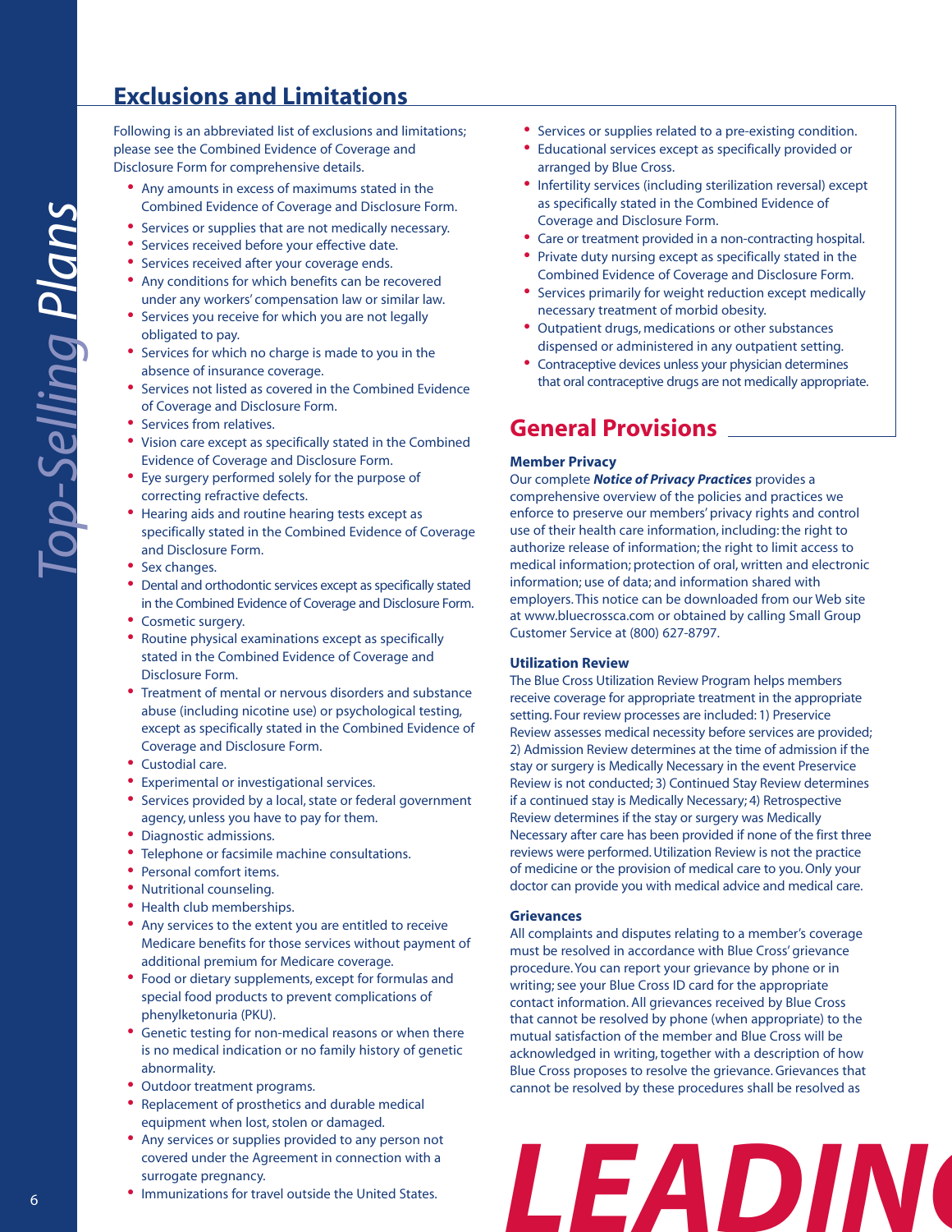## Exclusions and Limitations

Following is an abbreviated list of exclusions and limitations; please see the Combined Evidence of Coverage and Disclosure Form for comprehensive details.

- Any amounts in excess of maximums stated in the Combined Evidence of Coverage and Disclosure Form.
- Services or supplies that are not medically necessary.
- Services received before your effective date.
- Services received after your coverage ends.
- Any conditions for which benefits can be recovered under any workers' compensation law or similar law.
- Services you receive for which you are not legally obligated to pay.
- Services for which no charge is made to you in the absence of insurance coverage.
- Services not listed as covered in the Combined Evidence of Coverage and Disclosure Form.
- Services from relatives.
- Vision care except as specifically stated in the Combined Evidence of Coverage and Disclosure Form.
- Eye surgery performed solely for the purpose of correcting refractive defects.
- Hearing aids and routine hearing tests except as specifically stated in the Combined Evidence of Coverage and Disclosure Form.
- Sex changes.
- Dental and orthodontic services except as specifically stated in the Combined Evidence of Coverage and Disclosure Form.
- Cosmetic surgery.
- Routine physical examinations except as specifically stated in the Combined Evidence of Coverage and Disclosure Form.
- Treatment of mental or nervous disorders and substance abuse (including nicotine use) or psychological testing, except as specifically stated in the Combined Evidence of Coverage and Disclosure Form.
- Custodial care.
- Experimental or investigational services.
- Services provided by a local, state or federal government agency, unless you have to pay for them.
- Diagnostic admissions.
- Telephone or facsimile machine consultations.
- Personal comfort items.
- Nutritional counseling.
- Health club memberships.
- Any services to the extent you are entitled to receive Medicare benefits for those services without payment of additional premium for Medicare coverage.
- Food or dietary supplements, except for formulas and special food products to prevent complications of phenylketonuria (PKU).
- Genetic testing for non-medical reasons or when there is no medical indication or no family history of genetic abnormality.
- Outdoor treatment programs.
- Replacement of prosthetics and durable medical equipment when lost, stolen or damaged.
- Any services or supplies provided to any person not covered under the Agreement in connection with a surrogate pregnancy.
- Immunizations for travel outside the United States.
- Services or supplies related to a pre-existing condition.
- Educational services except as specifically provided or arranged by Blue Cross.
- Infertility services (including sterilization reversal) except as specifically stated in the Combined Evidence of Coverage and Disclosure Form.
- Care or treatment provided in a non-contracting hospital.
- Private duty nursing except as specifically stated in the Combined Evidence of Coverage and Disclosure Form.
- Services primarily for weight reduction except medically necessary treatment of morbid obesity.
- Outpatient drugs, medications or other substances dispensed or administered in any outpatient setting.
- Contraceptive devices unless your physician determines that oral contraceptive drugs are not medically appropriate.

## General Provisions

### Member Privacy

Our complete ***Notice of Privacy Practices*** provides a comprehensive overview of the policies and practices we enforce to preserve our members' privacy rights and control use of their health care information, including: the right to authorize release of information; the right to limit access to medical information; protection of oral, written and electronic information; use of data; and information shared with employers. This notice can be downloaded from our Web site at www.bluecrossca.com or obtained by calling Small Group Customer Service at (800) 627-8797.

### Utilization Review

The Blue Cross Utilization Review Program helps members receive coverage for appropriate treatment in the appropriate setting. Four review processes are included: 1) Preservice Review assesses medical necessity before services are provided; 2) Admission Review determines at the time of admission if the stay or surgery is Medically Necessary in the event Preservice Review is not conducted; 3) Continued Stay Review determines if a continued stay is Medically Necessary; 4) Retrospective Review determines if the stay or surgery was Medically Necessary after care has been provided if none of the first three reviews were performed. Utilization Review is not the practice of medicine or the provision of medical care to you. Only your doctor can provide you with medical advice and medical care.

### Grievances

All complaints and disputes relating to a member's coverage must be resolved in accordance with Blue Cross' grievance procedure. You can report your grievance by phone or in writing; see your Blue Cross ID card for the appropriate contact information. All grievances received by Blue Cross that cannot be resolved by phone (when appropriate) to the mutual satisfaction of the member and Blue Cross will be acknowledged in writing, together with a description of how Blue Cross proposes to resolve the grievance. Grievances that cannot be resolved by these procedures shall be resolved as

LEADIN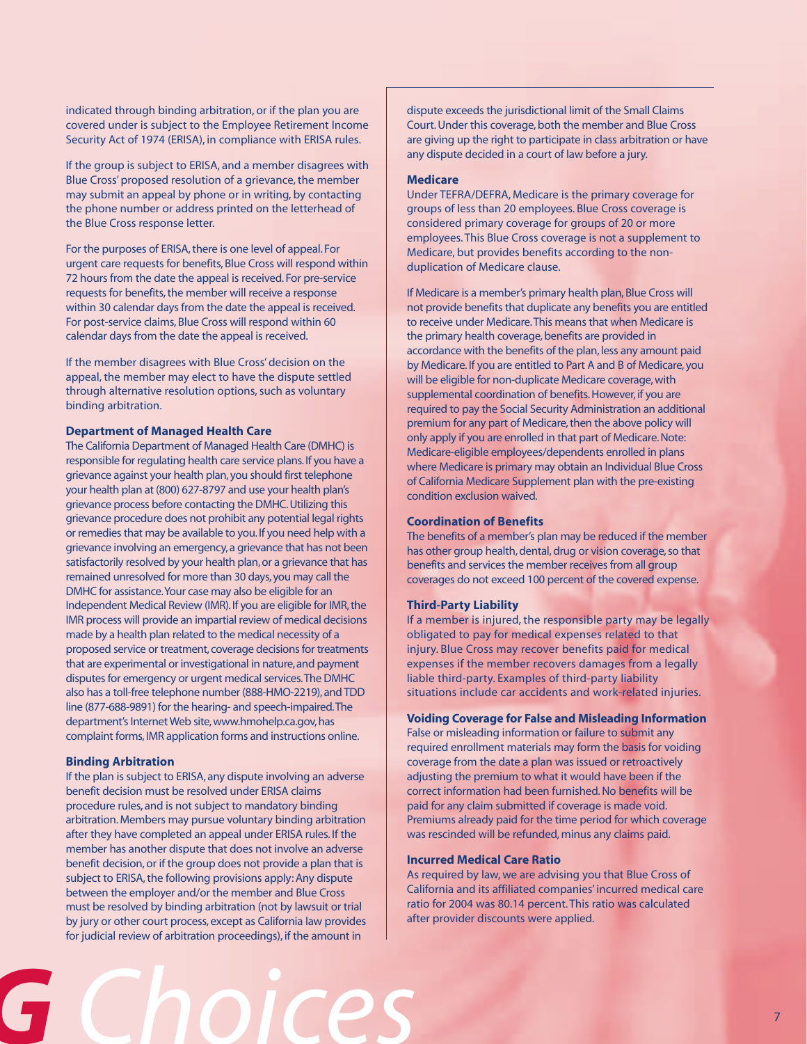indicated through binding arbitration, or if the plan you are covered under is subject to the Employee Retirement Income Security Act of 1974 (ERISA), in compliance with ERISA rules.

If the group is subject to ERISA, and a member disagrees with Blue Cross' proposed resolution of a grievance, the member may submit an appeal by phone or in writing, by contacting the phone number or address printed on the letterhead of the Blue Cross response letter.

For the purposes of ERISA, there is one level of appeal. For urgent care requests for benefits, Blue Cross will respond within 72 hours from the date the appeal is received. For pre-service requests for benefits, the member will receive a response within 30 calendar days from the date the appeal is received. For post-service claims, Blue Cross will respond within 60 calendar days from the date the appeal is received.

If the member disagrees with Blue Cross' decision on the appeal, the member may elect to have the dispute settled through alternative resolution options, such as voluntary binding arbitration.

### Department of Managed Health Care

The California Department of Managed Health Care (DMHC) is responsible for regulating health care service plans. If you have a grievance against your health plan, you should first telephone your health plan at (800) 627-8797 and use your health plan's grievance process before contacting the DMHC. Utilizing this grievance procedure does not prohibit any potential legal rights or remedies that may be available to you. If you need help with a grievance involving an emergency, a grievance that has not been satisfactorily resolved by your health plan, or a grievance that has remained unresolved for more than 30 days, you may call the DMHC for assistance. Your case may also be eligible for an Independent Medical Review (IMR). If you are eligible for IMR, the IMR process will provide an impartial review of medical decisions made by a health plan related to the medical necessity of a proposed service or treatment, coverage decisions for treatments that are experimental or investigational in nature, and payment disputes for emergency or urgent medical services. The DMHC also has a toll-free telephone number (888-HMO-2219), and TDD line (877-688-9891) for the hearing- and speech-impaired. The department's Internet Web site, www.hmohelp.ca.gov, has complaint forms, IMR application forms and instructions online.

### Binding Arbitration

If the plan is subject to ERISA, any dispute involving an adverse benefit decision must be resolved under ERISA claims procedure rules, and is not subject to mandatory binding arbitration. Members may pursue voluntary binding arbitration after they have completed an appeal under ERISA rules. If the member has another dispute that does not involve an adverse benefit decision, or if the group does not provide a plan that is subject to ERISA, the following provisions apply: Any dispute between the employer and/or the member and Blue Cross must be resolved by binding arbitration (not by lawsuit or trial by jury or other court process, except as California law provides for judicial review of arbitration proceedings), if the amount in dispute exceeds the jurisdictional limit of the Small Claims Court. Under this coverage, both the member and Blue Cross are giving up the right to participate in class arbitration or have any dispute decided in a court of law before a jury.

### Medicare

Under TEFRA/DEFRA, Medicare is the primary coverage for groups of less than 20 employees. Blue Cross coverage is considered primary coverage for groups of 20 or more employees. This Blue Cross coverage is not a supplement to Medicare, but provides benefits according to the non-duplication of Medicare clause.

If Medicare is a member's primary health plan, Blue Cross will not provide benefits that duplicate any benefits you are entitled to receive under Medicare. This means that when Medicare is the primary health coverage, benefits are provided in accordance with the benefits of the plan, less any amount paid by Medicare. If you are entitled to Part A and B of Medicare, you will be eligible for non-duplicate Medicare coverage, with supplemental coordination of benefits. However, if you are required to pay the Social Security Administration an additional premium for any part of Medicare, then the above policy will only apply if you are enrolled in that part of Medicare. Note: Medicare-eligible employees/dependents enrolled in plans where Medicare is primary may obtain an Individual Blue Cross of California Medicare Supplement plan with the pre-existing condition exclusion waived.

### Coordination of Benefits

The benefits of a member's plan may be reduced if the member has other group health, dental, drug or vision coverage, so that benefits and services the member receives from all group coverages do not exceed 100 percent of the covered expense.

### Third-Party Liability

If a member is injured, the responsible party may be legally obligated to pay for medical expenses related to that injury. Blue Cross may recover benefits paid for medical expenses if the member recovers damages from a legally liable third-party. Examples of third-party liability situations include car accidents and work-related injuries.

### Voiding Coverage for False and Misleading Information

False or misleading information or failure to submit any required enrollment materials may form the basis for voiding coverage from the date a plan was issued or retroactively adjusting the premium to what it would have been if the correct information had been furnished. No benefits will be paid for any claim submitted if coverage is made void. Premiums already paid for the time period for which coverage was rescinded will be refunded, minus any claims paid.

### Incurred Medical Care Ratio

As required by law, we are advising you that Blue Cross of California and its affiliated companies' incurred medical care ratio for 2004 was 80.14 percent. This ratio was calculated after provider discounts were applied.

G Choices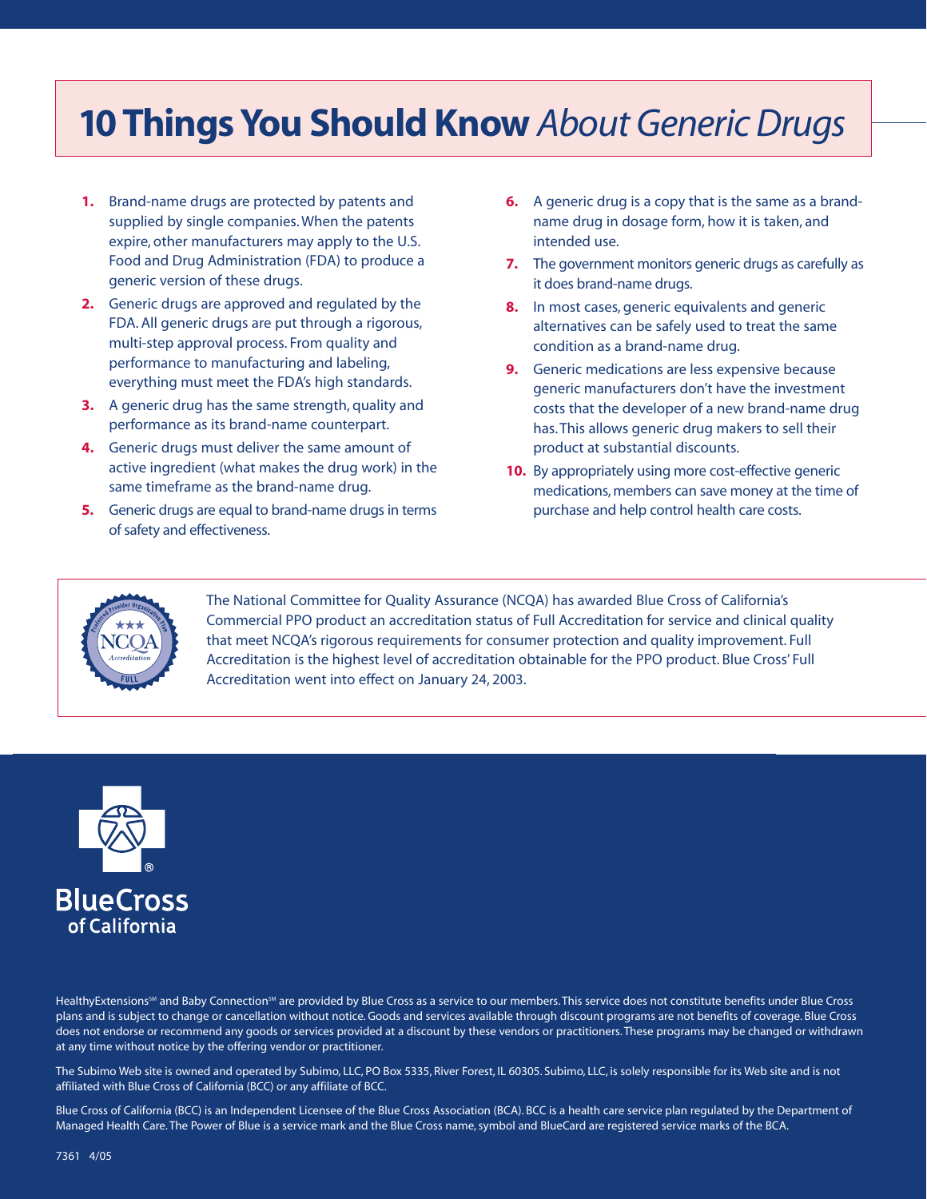# 10 Things You Should Know *About Generic Drugs*

1. Brand-name drugs are protected by patents and supplied by single companies. When the patents expire, other manufacturers may apply to the U.S. Food and Drug Administration (FDA) to produce a generic version of these drugs.
2. Generic drugs are approved and regulated by the FDA. All generic drugs are put through a rigorous, multi-step approval process. From quality and performance to manufacturing and labeling, everything must meet the FDA's high standards.
3. A generic drug has the same strength, quality and performance as its brand-name counterpart.
4. Generic drugs must deliver the same amount of active ingredient (what makes the drug work) in the same timeframe as the brand-name drug.
5. Generic drugs are equal to brand-name drugs in terms of safety and effectiveness.
6. A generic drug is a copy that is the same as a brand-name drug in dosage form, how it is taken, and intended use.
7. The government monitors generic drugs as carefully as it does brand-name drugs.
8. In most cases, generic equivalents and generic alternatives can be safely used to treat the same condition as a brand-name drug.
9. Generic medications are less expensive because generic manufacturers don't have the investment costs that the developer of a new brand-name drug has. This allows generic drug makers to sell their product at substantial discounts.
10. By appropriately using more cost-effective generic medications, members can save money at the time of purchase and help control health care costs.

The National Committee for Quality Assurance (NCQA) has awarded Blue Cross of California's Commercial PPO product an accreditation status of Full Accreditation for service and clinical quality that meet NCQA's rigorous requirements for consumer protection and quality improvement. Full Accreditation is the highest level of accreditation obtainable for the PPO product. Blue Cross' Full Accreditation went into effect on January 24, 2003.

BlueCross of California

HealthyExtensions℠ and Baby Connection℠ are provided by Blue Cross as a service to our members. This service does not constitute benefits under Blue Cross plans and is subject to change or cancellation without notice. Goods and services available through discount programs are not benefits of coverage. Blue Cross does not endorse or recommend any goods or services provided at a discount by these vendors or practitioners. These programs may be changed or withdrawn at any time without notice by the offering vendor or practitioner.

The Subimo Web site is owned and operated by Subimo, LLC, PO Box 5335, River Forest, IL 60305. Subimo, LLC, is solely responsible for its Web site and is not affiliated with Blue Cross of California (BCC) or any affiliate of BCC.

Blue Cross of California (BCC) is an Independent Licensee of the Blue Cross Association (BCA). BCC is a health care service plan regulated by the Department of Managed Health Care. The Power of Blue is a service mark and the Blue Cross name, symbol and BlueCard are registered service marks of the BCA.

7361 4/05